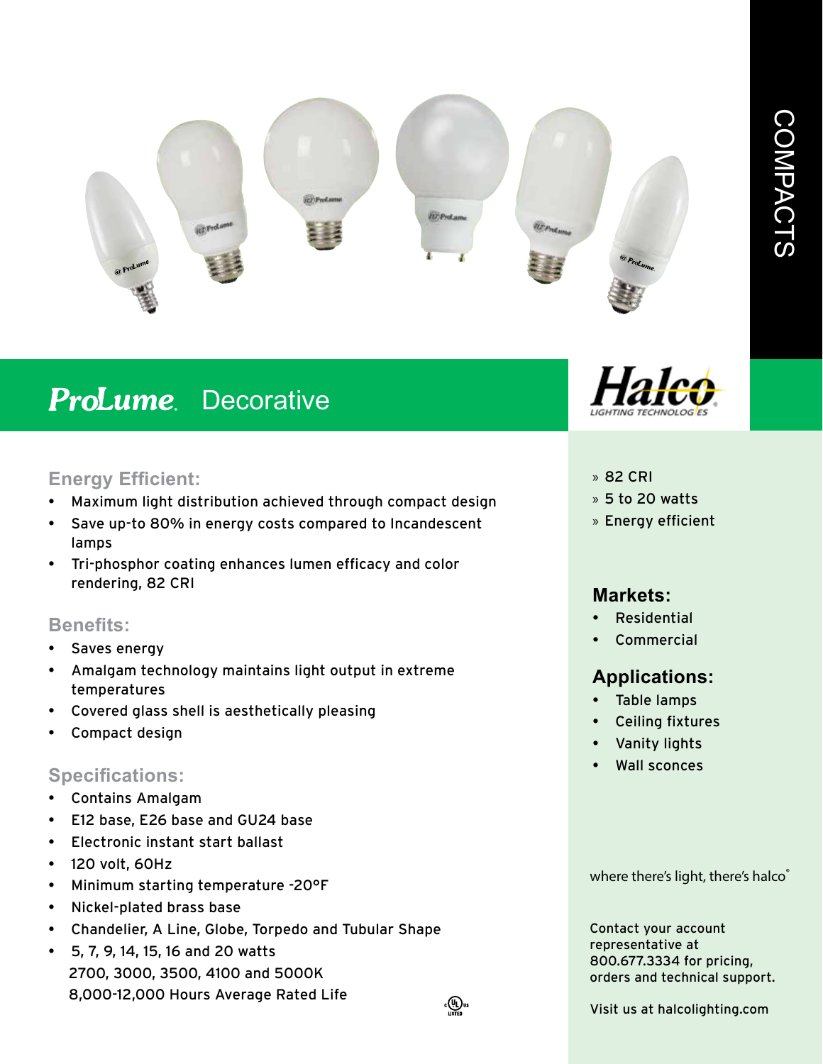# COMPACTS

## ProLume. Decorative

Halco LIGHTING TECHNOLOGIES

### Energy Efficient:

- Maximum light distribution achieved through compact design
- Save up-to 80% in energy costs compared to Incandescent lamps
- Tri-phosphor coating enhances lumen efficacy and color rendering, 82 CRI

### Benefits:

- Saves energy
- Amalgam technology maintains light output in extreme temperatures
- Covered glass shell is aesthetically pleasing
- Compact design

### Specifications:

- Contains Amalgam
- E12 base, E26 base and GU24 base
- Electronic instant start ballast
- 120 volt, 60Hz
- Minimum starting temperature -20°F
- Nickel-plated brass base
- Chandelier, A Line, Globe, Torpedo and Tubular Shape
- 5, 7, 9, 14, 15, 16 and 20 watts
  2700, 3000, 3500, 4100 and 5000K
  8,000-12,000 Hours Average Rated Life

c UL us LISTED

» 82 CRI
» 5 to 20 watts
» Energy efficient

### Markets:

- Residential
- Commercial

### Applications:

- Table lamps
- Ceiling fixtures
- Vanity lights
- Wall sconces

where there's light, there's halco®

Contact your account representative at 800.677.3334 for pricing, orders and technical support.

Visit us at halcolighting.com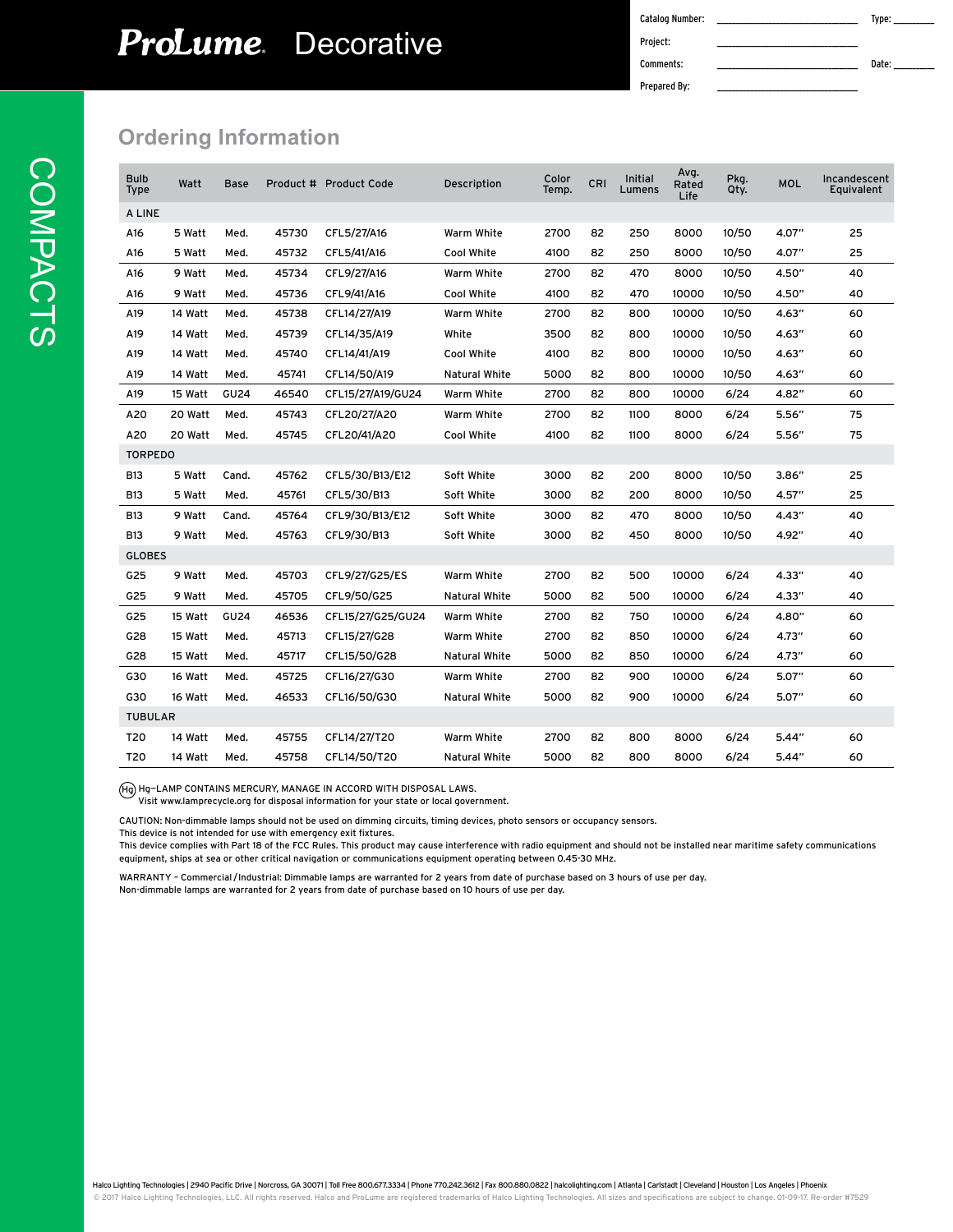ProLume Decorative

Catalog Number: ____________ Type: ________

Project: ____________

Comments: ____________ Date: ________

Prepared By: ____________

COMPACTS

## Ordering Information

| Bulb Type | Watt | Base | Product # | Product Code | Description | Color Temp. | CRI | Initial Lumens | Avg. Rated Life | Pkg. Qty. | MOL | Incandescent Equivalent |
|---|---|---|---|---|---|---|---|---|---|---|---|---|
| A LINE | | | | | | | | | | | | |
| A16 | 5 Watt | Med. | 45730 | CFL5/27/A16 | Warm White | 2700 | 82 | 250 | 8000 | 10/50 | 4.07" | 25 |
| A16 | 5 Watt | Med. | 45732 | CFL5/41/A16 | Cool White | 4100 | 82 | 250 | 8000 | 10/50 | 4.07" | 25 |
| A16 | 9 Watt | Med. | 45734 | CFL9/27/A16 | Warm White | 2700 | 82 | 470 | 8000 | 10/50 | 4.50" | 40 |
| A16 | 9 Watt | Med. | 45736 | CFL9/41/A16 | Cool White | 4100 | 82 | 470 | 10000 | 10/50 | 4.50" | 40 |
| A19 | 14 Watt | Med. | 45738 | CFL14/27/A19 | Warm White | 2700 | 82 | 800 | 10000 | 10/50 | 4.63" | 60 |
| A19 | 14 Watt | Med. | 45739 | CFL14/35/A19 | White | 3500 | 82 | 800 | 10000 | 10/50 | 4.63" | 60 |
| A19 | 14 Watt | Med. | 45740 | CFL14/41/A19 | Cool White | 4100 | 82 | 800 | 10000 | 10/50 | 4.63" | 60 |
| A19 | 14 Watt | Med. | 45741 | CFL14/50/A19 | Natural White | 5000 | 82 | 800 | 10000 | 10/50 | 4.63" | 60 |
| A19 | 15 Watt | GU24 | 46540 | CFL15/27/A19/GU24 | Warm White | 2700 | 82 | 800 | 10000 | 6/24 | 4.82" | 60 |
| A20 | 20 Watt | Med. | 45743 | CFL20/27/A20 | Warm White | 2700 | 82 | 1100 | 8000 | 6/24 | 5.56" | 75 |
| A20 | 20 Watt | Med. | 45745 | CFL20/41/A20 | Cool White | 4100 | 82 | 1100 | 8000 | 6/24 | 5.56" | 75 |
| TORPEDO | | | | | | | | | | | | |
| B13 | 5 Watt | Cand. | 45762 | CFL5/30/B13/E12 | Soft White | 3000 | 82 | 200 | 8000 | 10/50 | 3.86" | 25 |
| B13 | 5 Watt | Med. | 45761 | CFL5/30/B13 | Soft White | 3000 | 82 | 200 | 8000 | 10/50 | 4.57" | 25 |
| B13 | 9 Watt | Cand. | 45764 | CFL9/30/B13/E12 | Soft White | 3000 | 82 | 470 | 8000 | 10/50 | 4.43" | 40 |
| B13 | 9 Watt | Med. | 45763 | CFL9/30/B13 | Soft White | 3000 | 82 | 450 | 8000 | 10/50 | 4.92" | 40 |
| GLOBES | | | | | | | | | | | | |
| G25 | 9 Watt | Med. | 45703 | CFL9/27/G25/ES | Warm White | 2700 | 82 | 500 | 10000 | 6/24 | 4.33" | 40 |
| G25 | 9 Watt | Med. | 45705 | CFL9/50/G25 | Natural White | 5000 | 82 | 500 | 10000 | 6/24 | 4.33" | 40 |
| G25 | 15 Watt | GU24 | 46536 | CFL15/27/G25/GU24 | Warm White | 2700 | 82 | 750 | 10000 | 6/24 | 4.80" | 60 |
| G28 | 15 Watt | Med. | 45713 | CFL15/27/G28 | Warm White | 2700 | 82 | 850 | 10000 | 6/24 | 4.73" | 60 |
| G28 | 15 Watt | Med. | 45717 | CFL15/50/G28 | Natural White | 5000 | 82 | 850 | 10000 | 6/24 | 4.73" | 60 |
| G30 | 16 Watt | Med. | 45725 | CFL16/27/G30 | Warm White | 2700 | 82 | 900 | 10000 | 6/24 | 5.07" | 60 |
| G30 | 16 Watt | Med. | 46533 | CFL16/50/G30 | Natural White | 5000 | 82 | 900 | 10000 | 6/24 | 5.07" | 60 |
| TUBULAR | | | | | | | | | | | | |
| T20 | 14 Watt | Med. | 45755 | CFL14/27/T20 | Warm White | 2700 | 82 | 800 | 8000 | 6/24 | 5.44" | 60 |
| T20 | 14 Watt | Med. | 45758 | CFL14/50/T20 | Natural White | 5000 | 82 | 800 | 8000 | 6/24 | 5.44" | 60 |

(Hg) Hg–LAMP CONTAINS MERCURY, MANAGE IN ACCORD WITH DISPOSAL LAWS.
Visit www.lamprecycle.org for disposal information for your state or local government.

CAUTION: Non-dimmable lamps should not be used on dimming circuits, timing devices, photo sensors or occupancy sensors.
This device is not intended for use with emergency exit fixtures.
This device complies with Part 18 of the FCC Rules. This product may cause interference with radio equipment and should not be installed near maritime safety communications equipment, ships at sea or other critical navigation or communications equipment operating between 0.45-30 MHz.

WARRANTY – Commercial / Industrial: Dimmable lamps are warranted for 2 years from date of purchase based on 3 hours of use per day.
Non-dimmable lamps are warranted for 2 years from date of purchase based on 10 hours of use per day.

Halco Lighting Technologies | 2940 Pacific Drive | Norcross, GA 30071 | Toll Free 800.677.3334 | Phone 770.242.3612 | Fax 800.880.0822 | halcolighting.com | Atlanta | Carlstadt | Cleveland | Houston | Los Angeles | Phoenix
© 2017 Halco Lighting Technologies, LLC. All rights reserved. Halco and ProLume are registered trademarks of Halco Lighting Technologies. All sizes and specifications are subject to change. 01-09-17. Re-order #7529